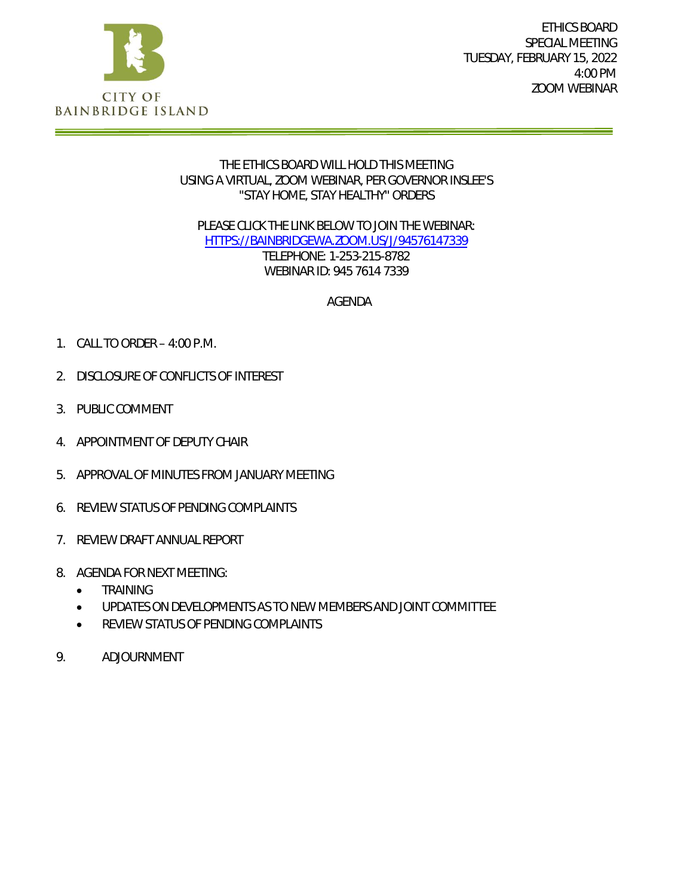CITY OF
BAINBRIDGE ISLAND

ETHICS BOARD
SPECIAL MEETING
TUESDAY, FEBRUARY 15, 2022
4:00 PM
ZOOM WEBINAR

THE ETHICS BOARD WILL HOLD THIS MEETING USING A VIRTUAL, ZOOM WEBINAR, PER GOVERNOR INSLEE'S "STAY HOME, STAY HEALTHY" ORDERS

PLEASE CLICK THE LINK BELOW TO JOIN THE WEBINAR:
[HTTPS://BAINBRIDGEWA.ZOOM.US/J/94576147339](HTTPS://BAINBRIDGEWA.ZOOM.US/J/94576147339)
TELEPHONE: 1-253-215-8782
WEBINAR ID: 945 7614 7339

AGENDA

1. CALL TO ORDER – 4:00 P.M.
2. DISCLOSURE OF CONFLICTS OF INTEREST
3. PUBLIC COMMENT
4. APPOINTMENT OF DEPUTY CHAIR
5. APPROVAL OF MINUTES FROM JANUARY MEETING
6. REVIEW STATUS OF PENDING COMPLAINTS
7. REVIEW DRAFT ANNUAL REPORT
8. AGENDA FOR NEXT MEETING:
   - TRAINING
   - UPDATES ON DEVELOPMENTS AS TO NEW MEMBERS AND JOINT COMMITTEE
   - REVIEW STATUS OF PENDING COMPLAINTS
9. ADJOURNMENT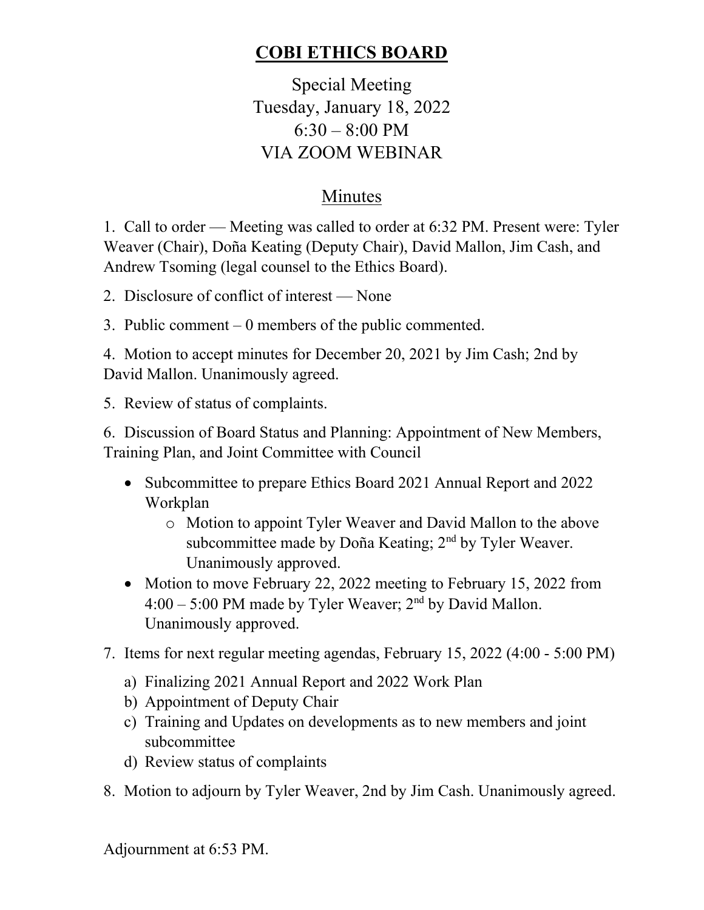# COBI ETHICS BOARD

Special Meeting
Tuesday, January 18, 2022
6:30 – 8:00 PM
VIA ZOOM WEBINAR

## Minutes

1. Call to order — Meeting was called to order at 6:32 PM. Present were: Tyler Weaver (Chair), Doña Keating (Deputy Chair), David Mallon, Jim Cash, and Andrew Tsoming (legal counsel to the Ethics Board).

2. Disclosure of conflict of interest — None

3. Public comment – 0 members of the public commented.

4. Motion to accept minutes for December 20, 2021 by Jim Cash; 2nd by David Mallon. Unanimously agreed.

5. Review of status of complaints.

6. Discussion of Board Status and Planning: Appointment of New Members, Training Plan, and Joint Committee with Council

   - Subcommittee to prepare Ethics Board 2021 Annual Report and 2022 Workplan
     - Motion to appoint Tyler Weaver and David Mallon to the above subcommittee made by Doña Keating; 2nd by Tyler Weaver. Unanimously approved.
   - Motion to move February 22, 2022 meeting to February 15, 2022 from 4:00 – 5:00 PM made by Tyler Weaver; 2nd by David Mallon. Unanimously approved.

7. Items for next regular meeting agendas, February 15, 2022 (4:00 - 5:00 PM)
   a) Finalizing 2021 Annual Report and 2022 Work Plan
   b) Appointment of Deputy Chair
   c) Training and Updates on developments as to new members and joint subcommittee
   d) Review status of complaints

8. Motion to adjourn by Tyler Weaver, 2nd by Jim Cash. Unanimously agreed.

Adjournment at 6:53 PM.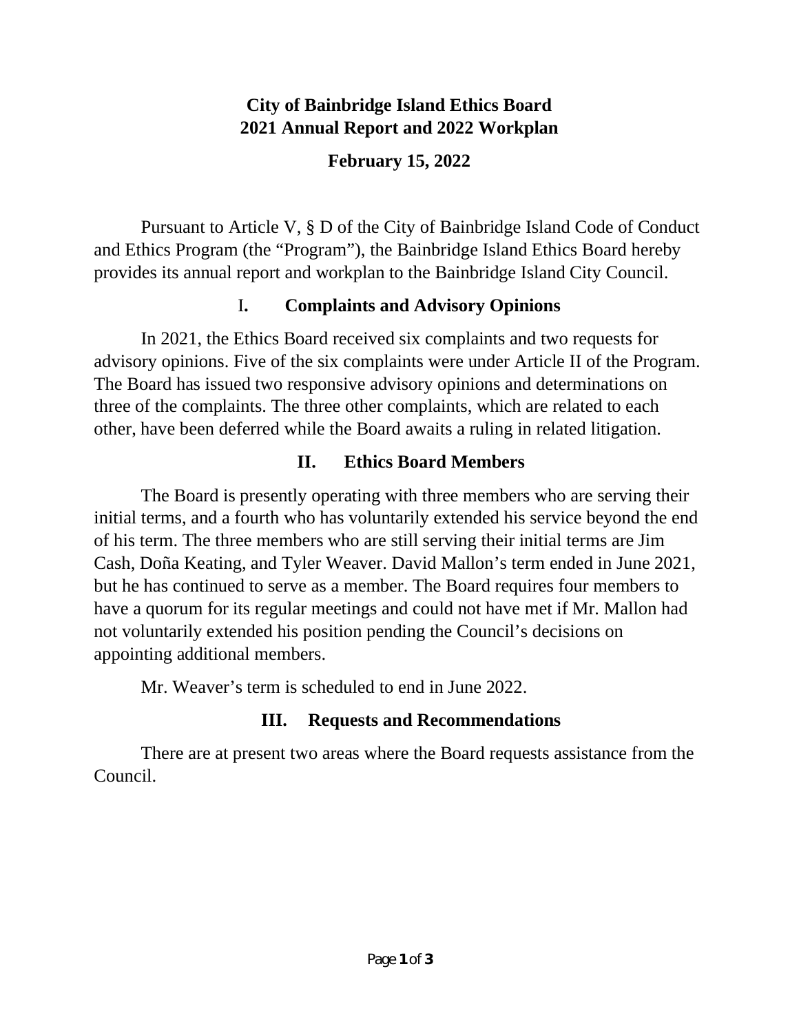**City of Bainbridge Island Ethics Board**
**2021 Annual Report and 2022 Workplan**

**February 15, 2022**

Pursuant to Article V, § D of the City of Bainbridge Island Code of Conduct and Ethics Program (the "Program"), the Bainbridge Island Ethics Board hereby provides its annual report and workplan to the Bainbridge Island City Council.

## I. Complaints and Advisory Opinions

In 2021, the Ethics Board received six complaints and two requests for advisory opinions. Five of the six complaints were under Article II of the Program. The Board has issued two responsive advisory opinions and determinations on three of the complaints. The three other complaints, which are related to each other, have been deferred while the Board awaits a ruling in related litigation.

## II. Ethics Board Members

The Board is presently operating with three members who are serving their initial terms, and a fourth who has voluntarily extended his service beyond the end of his term. The three members who are still serving their initial terms are Jim Cash, Doña Keating, and Tyler Weaver. David Mallon's term ended in June 2021, but he has continued to serve as a member. The Board requires four members to have a quorum for its regular meetings and could not have met if Mr. Mallon had not voluntarily extended his position pending the Council's decisions on appointing additional members.

Mr. Weaver's term is scheduled to end in June 2022.

## III. Requests and Recommendations

There are at present two areas where the Board requests assistance from the Council.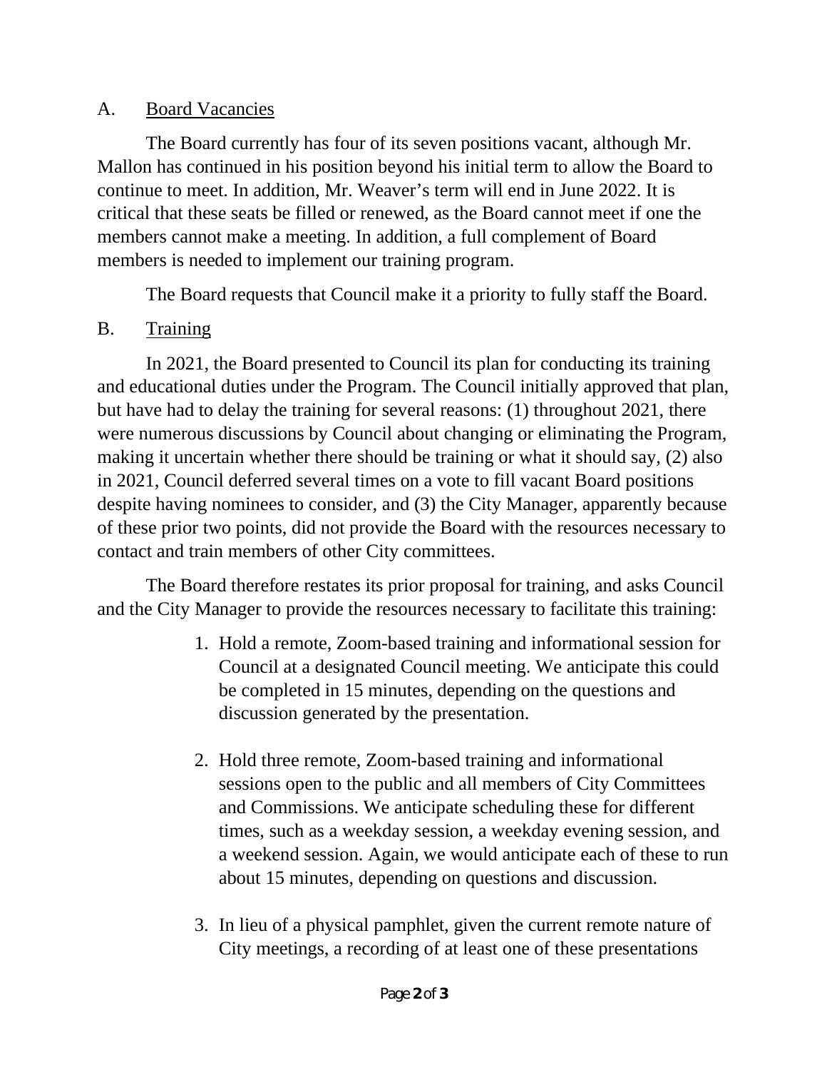A. <u>Board Vacancies</u>

The Board currently has four of its seven positions vacant, although Mr. Mallon has continued in his position beyond his initial term to allow the Board to continue to meet. In addition, Mr. Weaver's term will end in June 2022. It is critical that these seats be filled or renewed, as the Board cannot meet if one the members cannot make a meeting. In addition, a full complement of Board members is needed to implement our training program.

The Board requests that Council make it a priority to fully staff the Board.

B. <u>Training</u>

In 2021, the Board presented to Council its plan for conducting its training and educational duties under the Program. The Council initially approved that plan, but have had to delay the training for several reasons: (1) throughout 2021, there were numerous discussions by Council about changing or eliminating the Program, making it uncertain whether there should be training or what it should say, (2) also in 2021, Council deferred several times on a vote to fill vacant Board positions despite having nominees to consider, and (3) the City Manager, apparently because of these prior two points, did not provide the Board with the resources necessary to contact and train members of other City committees.

The Board therefore restates its prior proposal for training, and asks Council and the City Manager to provide the resources necessary to facilitate this training:

1. Hold a remote, Zoom-based training and informational session for Council at a designated Council meeting. We anticipate this could be completed in 15 minutes, depending on the questions and discussion generated by the presentation.

2. Hold three remote, Zoom-based training and informational sessions open to the public and all members of City Committees and Commissions. We anticipate scheduling these for different times, such as a weekday session, a weekday evening session, and a weekend session. Again, we would anticipate each of these to run about 15 minutes, depending on questions and discussion.

3. In lieu of a physical pamphlet, given the current remote nature of City meetings, a recording of at least one of these presentations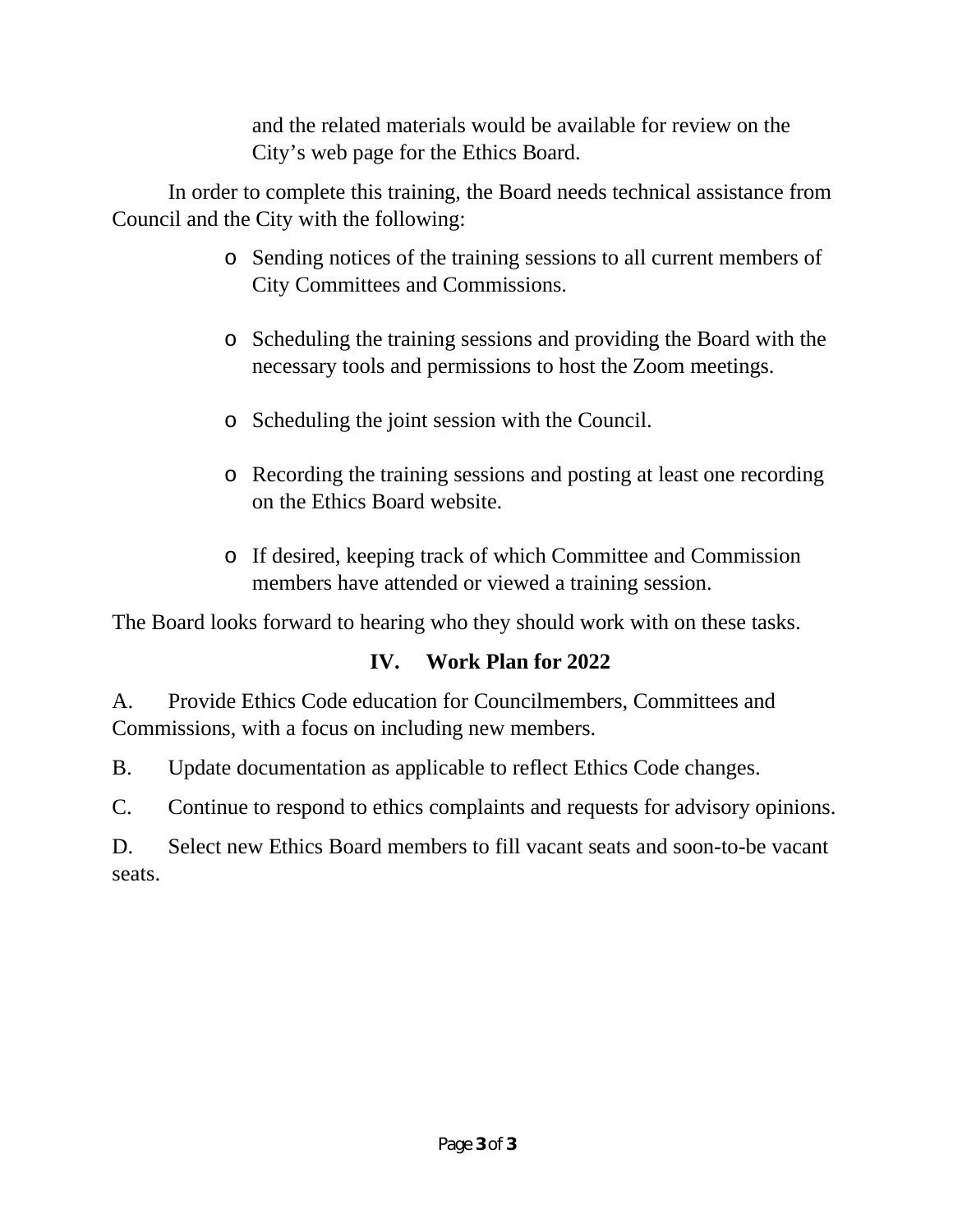and the related materials would be available for review on the City's web page for the Ethics Board.

In order to complete this training, the Board needs technical assistance from Council and the City with the following:

- Sending notices of the training sessions to all current members of City Committees and Commissions.
- Scheduling the training sessions and providing the Board with the necessary tools and permissions to host the Zoom meetings.
- Scheduling the joint session with the Council.
- Recording the training sessions and posting at least one recording on the Ethics Board website.
- If desired, keeping track of which Committee and Commission members have attended or viewed a training session.

The Board looks forward to hearing who they should work with on these tasks.

## IV. Work Plan for 2022

A. Provide Ethics Code education for Councilmembers, Committees and Commissions, with a focus on including new members.

B. Update documentation as applicable to reflect Ethics Code changes.

C. Continue to respond to ethics complaints and requests for advisory opinions.

D. Select new Ethics Board members to fill vacant seats and soon-to-be vacant seats.